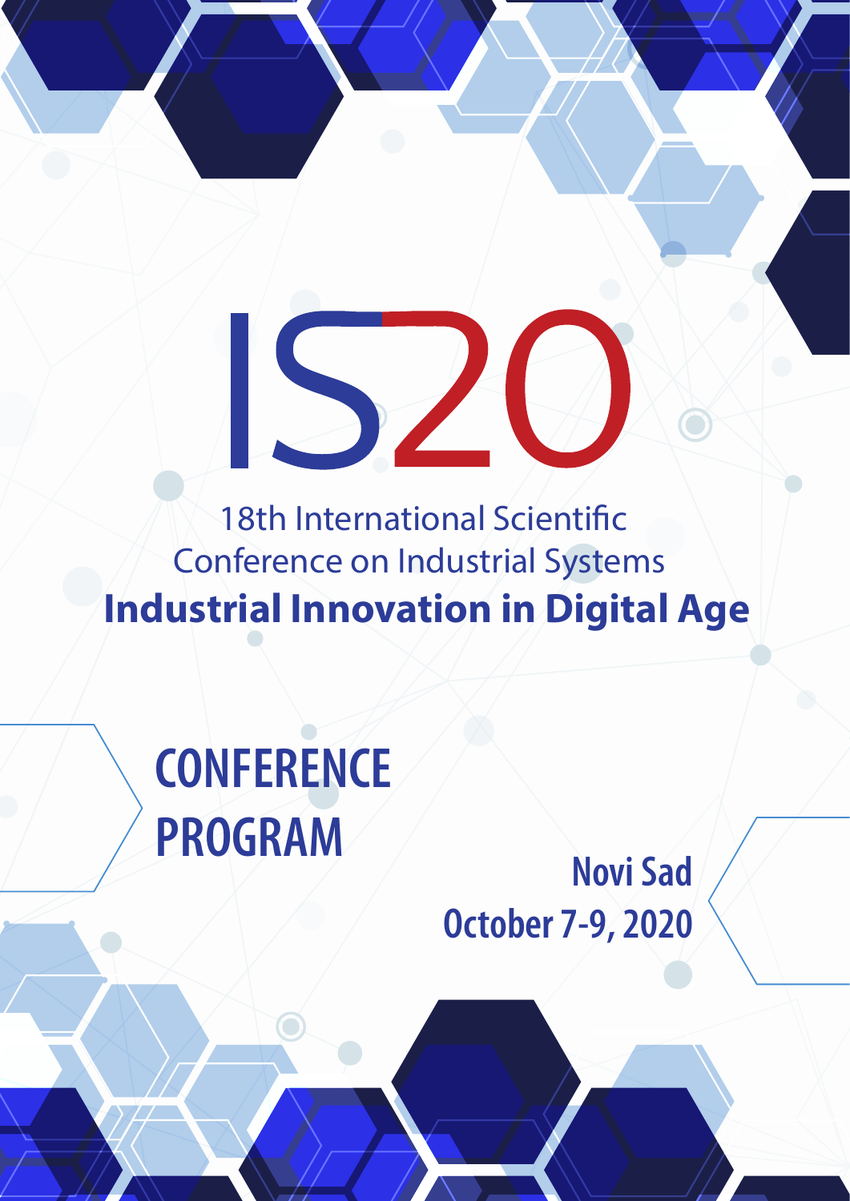# IS20

18th International Scientific Conference on Industrial Systems

**Industrial Innovation in Digital Age**

## CONFERENCE PROGRAM

**Novi Sad**

**October 7-9, 2020**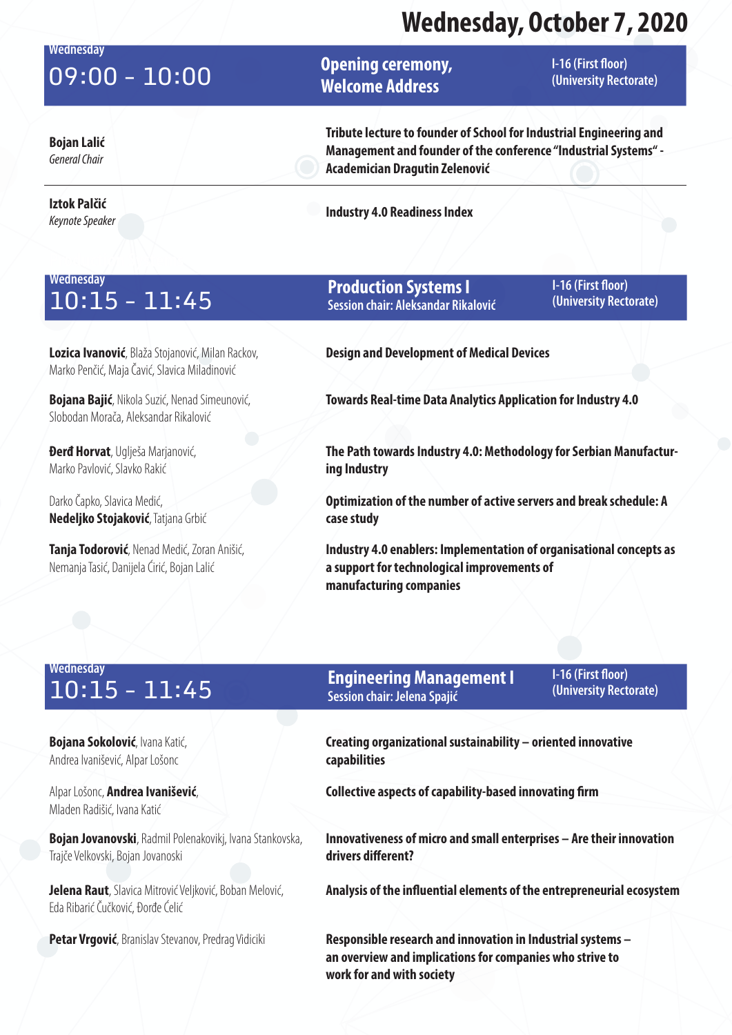# Wednesday, October 7, 2020

## Wednesday 09:00 - 10:00 — Opening ceremony, Welcome Address

I-16 (First floor) (University Rectorate)

**Bojan Lalić**
*General Chair*

**Tribute lecture to founder of School for Industrial Engineering and Management and founder of the conference "Industrial Systems" - Academician Dragutin Zelenović**

**Iztok Palčič**
*Keynote Speaker*

**Industry 4.0 Readiness Index**

## Wednesday 10:15 - 11:45 — Production Systems I

Session chair: Aleksandar Rikalović

I-16 (First floor) (University Rectorate)

**Lozica Ivanović**, Blaža Stojanović, Milan Rackov, Marko Penčić, Maja Čavić, Slavica Miladinović

**Design and Development of Medical Devices**

**Bojana Bajić**, Nikola Suzić, Nenad Simeunović, Slobodan Morača, Aleksandar Rikalović

**Towards Real-time Data Analytics Application for Industry 4.0**

**Đerđ Horvat**, Uglješa Marjanović, Marko Pavlović, Slavko Rakić

**The Path towards Industry 4.0: Methodology for Serbian Manufacturing Industry**

Darko Čapko, Slavica Medić, **Nedeljko Stojaković**, Tatjana Grbić

**Optimization of the number of active servers and break schedule: A case study**

**Tanja Todorović**, Nenad Medić, Zoran Anišić, Nemanja Tasić, Danijela Ćirić, Bojan Lalić

**Industry 4.0 enablers: Implementation of organisational concepts as a support for technological improvements of manufacturing companies**

## Wednesday 10:15 - 11:45 — Engineering Management I

Session chair: Jelena Spajić

I-16 (First floor) (University Rectorate)

**Bojana Sokolović**, Ivana Katić, Andrea Ivanišević, Alpar Lošonc

**Creating organizational sustainability – oriented innovative capabilities**

Alpar Lošonc, **Andrea Ivanišević**, Mladen Radišić, Ivana Katić

**Collective aspects of capability-based innovating firm**

**Bojan Jovanovski**, Radmil Polenakovikj, Ivana Stankovska, Trajče Velkovski, Bojan Jovanoski

**Innovativeness of micro and small enterprises – Are their innovation drivers different?**

**Jelena Raut**, Slavica Mitrović Veljković, Boban Melović, Eda Ribarić Čučković, Đorđe Ćelić

**Analysis of the influential elements of the entrepreneurial ecosystem**

**Petar Vrgović**, Branislav Stevanov, Predrag Vidiciki

**Responsible research and innovation in Industrial systems – an overview and implications for companies who strive to work for and with society**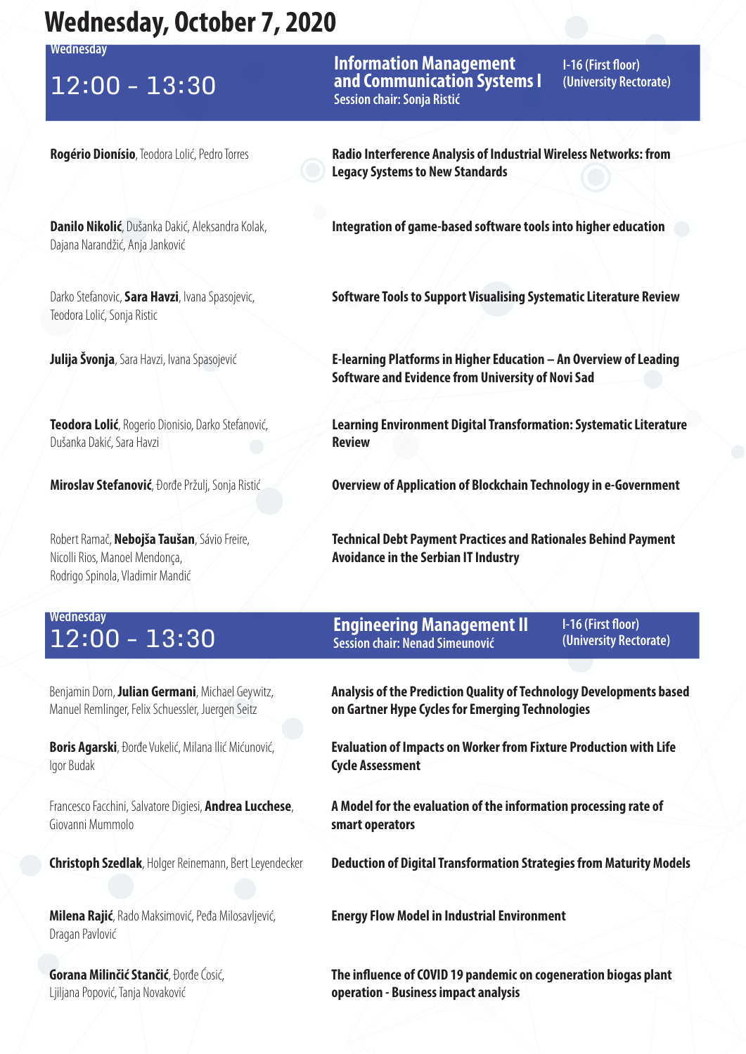# Wednesday, October 7, 2020

## Wednesday 12:00 - 13:30

**Information Management and Communication Systems I**
Session chair: Sonja Ristić
I-16 (First floor) (University Rectorate)

| Authors | Title |
|---|---|
| **Rogério Dionísio**, Teodora Lolić, Pedro Torres | **Radio Interference Analysis of Industrial Wireless Networks: from Legacy Systems to New Standards** |
| **Danilo Nikolić**, Dušanka Dakić, Aleksandra Kolak, Dajana Narandžić, Anja Janković | **Integration of game-based software tools into higher education** |
| Darko Stefanovic, **Sara Havzi**, Ivana Spasojevic, Teodora Lolić, Sonja Ristic | **Software Tools to Support Visualising Systematic Literature Review** |
| **Julija Švonja**, Sara Havzi, Ivana Spasojević | **E-learning Platforms in Higher Education – An Overview of Leading Software and Evidence from University of Novi Sad** |
| **Teodora Lolić**, Rogerio Dionisio, Darko Stefanović, Dušanka Dakić, Sara Havzi | **Learning Environment Digital Transformation: Systematic Literature Review** |
| **Miroslav Stefanović**, Đorđe Pržulj, Sonja Ristić | **Overview of Application of Blockchain Technology in e-Government** |
| Robert Ramač, **Nebojša Taušan**, Sávio Freire, Nicolli Rios, Manoel Mendonça, Rodrigo Spinola, Vladimir Mandić | **Technical Debt Payment Practices and Rationales Behind Payment Avoidance in the Serbian IT Industry** |

## Wednesday 12:00 - 13:30

**Engineering Management II**
Session chair: Nenad Simeunović
I-16 (First floor) (University Rectorate)

| Authors | Title |
|---|---|
| Benjamin Dorn, **Julian Germani**, Michael Geywitz, Manuel Remlinger, Felix Schuessler, Juergen Seitz | **Analysis of the Prediction Quality of Technology Developments based on Gartner Hype Cycles for Emerging Technologies** |
| **Boris Agarski**, Đorđe Vukelić, Milana Ilić Mićunović, Igor Budak | **Evaluation of Impacts on Worker from Fixture Production with Life Cycle Assessment** |
| Francesco Facchini, Salvatore Digiesi, **Andrea Lucchese**, Giovanni Mummolo | **A Model for the evaluation of the information processing rate of smart operators** |
| **Christoph Szedlak**, Holger Reinemann, Bert Leyendecker | **Deduction of Digital Transformation Strategies from Maturity Models** |
| **Milena Rajić**, Rado Maksimović, Peđa Milosavljević, Dragan Pavlović | **Energy Flow Model in Industrial Environment** |
| **Gorana Milinčić Stančić**, Đorđe Ćosić, Ljiljana Popović, Tanja Novaković | **The influence of COVID 19 pandemic on cogeneration biogas plant operation - Business impact analysis** |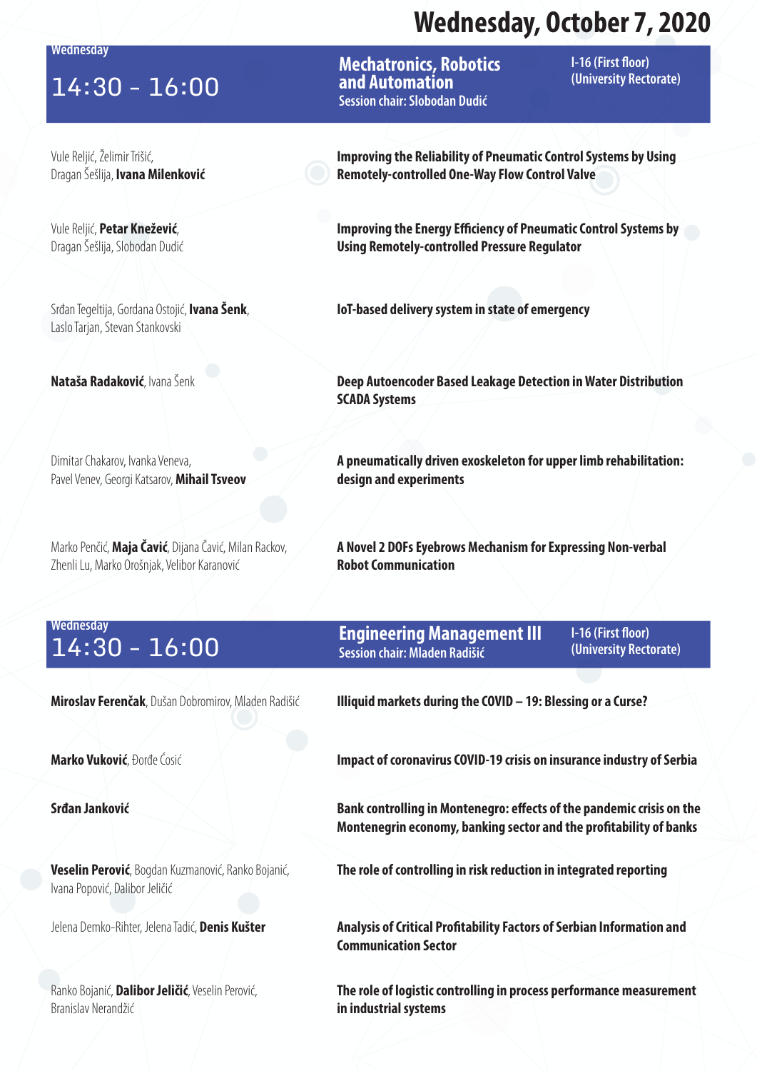# Wednesday, October 7, 2020

## Wednesday 14:30 - 16:00

### Mechatronics, Robotics and Automation

Session chair: Slobodan Dudić

I-16 (First floor) (University Rectorate)

| Authors | Title |
|---|---|
| Vule Reljić, Želimir Trišić, Dragan Šešlija, **Ivana Milenković** | **Improving the Reliability of Pneumatic Control Systems by Using Remotely-controlled One-Way Flow Control Valve** |
| Vule Reljić, **Petar Knežević**, Dragan Šešlija, Slobodan Dudić | **Improving the Energy Efficiency of Pneumatic Control Systems by Using Remotely-controlled Pressure Regulator** |
| Srđan Tegeltija, Gordana Ostojić, **Ivana Šenk**, Laslo Tarjan, Stevan Stankovski | **IoT-based delivery system in state of emergency** |
| **Nataša Radaković**, Ivana Šenk | **Deep Autoencoder Based Leakage Detection in Water Distribution SCADA Systems** |
| Dimitar Chakarov, Ivanka Veneva, Pavel Venev, Georgi Katsarov, **Mihail Tsveov** | **A pneumatically driven exoskeleton for upper limb rehabilitation: design and experiments** |
| Marko Penčić, **Maja Čavić**, Dijana Čavić, Milan Rackov, Zhenli Lu, Marko Orošnjak, Velibor Karanović | **A Novel 2 DOFs Eyebrows Mechanism for Expressing Non-verbal Robot Communication** |

## Wednesday 14:30 - 16:00

### Engineering Management III

Session chair: Mladen Radišić

I-16 (First floor) (University Rectorate)

| Authors | Title |
|---|---|
| **Miroslav Ferenčak**, Dušan Dobromirov, Mladen Radišić | **Illiquid markets during the COVID – 19: Blessing or a Curse?** |
| **Marko Vuković**, Đorđe Ćosić | **Impact of coronavirus COVID-19 crisis on insurance industry of Serbia** |
| **Srđan Janković** | **Bank controlling in Montenegro: effects of the pandemic crisis on the Montenegrin economy, banking sector and the profitability of banks** |
| **Veselin Perović**, Bogdan Kuzmanović, Ranko Bojanić, Ivana Popović, Dalibor Jeličić | **The role of controlling in risk reduction in integrated reporting** |
| Jelena Demko-Rihter, Jelena Tadić, **Denis Kušter** | **Analysis of Critical Profitability Factors of Serbian Information and Communication Sector** |
| Ranko Bojanić, **Dalibor Jeličić**, Veselin Perović, Branislav Nerandžić | **The role of logistic controlling in process performance measurement in industrial systems** |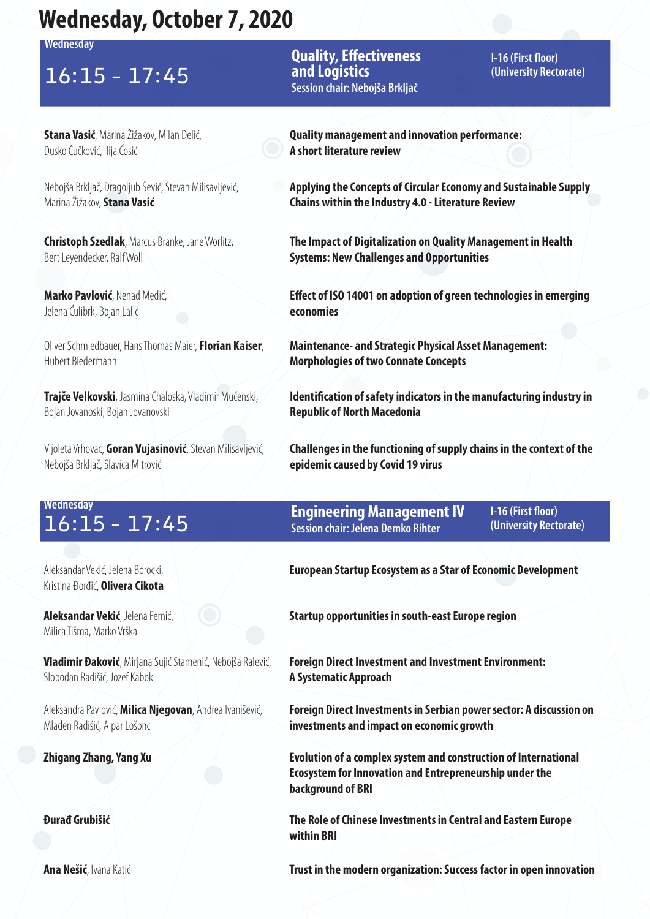# Wednesday, October 7, 2020

## Wednesday 16:15 - 17:45

### Quality, Effectiveness and Logistics

Session chair: Nebojša Brkljač

I-16 (First floor) (University Rectorate)

**Stana Vasić**, Marina Žižakov, Milan Delić, Dusko Čučković, Ilija Ćosić
**Quality management and innovation performance: A short literature review**

Nebojša Brkljač, Dragoljub Šević, Stevan Milisavljević, Marina Žižakov, **Stana Vasić**
**Applying the Concepts of Circular Economy and Sustainable Supply Chains within the Industry 4.0 - Literature Review**

**Christoph Szedlak**, Marcus Branke, Jane Worlitz, Bert Leyendecker, Ralf Woll
**The Impact of Digitalization on Quality Management in Health Systems: New Challenges and Opportunities**

**Marko Pavlović**, Nenad Medić, Jelena Ćulibrk, Bojan Lalić
**Effect of ISO 14001 on adoption of green technologies in emerging economies**

Oliver Schmiedbauer, Hans Thomas Maier, **Florian Kaiser**, Hubert Biedermann
**Maintenance- and Strategic Physical Asset Management: Morphologies of two Connate Concepts**

**Trajče Velkovski**, Jasmina Chaloska, Vladimir Mučenski, Bojan Jovanoski, Bojan Jovanovski
**Identification of safety indicators in the manufacturing industry in Republic of North Macedonia**

Vijoleta Vrhovac, **Goran Vujasinović**, Stevan Milisavljević, Nebojša Brkljač, Slavica Mitrović
**Challenges in the functioning of supply chains in the context of the epidemic caused by Covid 19 virus**

## Wednesday 16:15 - 17:45

### Engineering Management IV

Session chair: Jelena Demko Rihter

I-16 (First floor) (University Rectorate)

Aleksandar Vekić, Jelena Borocki, Kristina Đorđić, **Olivera Cikota**
**European Startup Ecosystem as a Star of Economic Development**

**Aleksandar Vekić**, Jelena Femić, Milica Tišma, Marko Vrška
**Startup opportunities in south-east Europe region**

**Vladimir Đaković**, Mirjana Sujić Stamenić, Nebojša Ralević, Slobodan Radišić, Jozef Kabok
**Foreign Direct Investment and Investment Environment: A Systematic Approach**

Aleksandra Pavlović, **Milica Njegovan**, Andrea Ivanišević, Mladen Radišić, Alpar Lošonc
**Foreign Direct Investments in Serbian power sector: A discussion on investments and impact on economic growth**

**Zhigang Zhang, Yang Xu**
**Evolution of a complex system and construction of International Ecosystem for Innovation and Entrepreneurship under the background of BRI**

**Đurađ Grubišić**
**The Role of Chinese Investments in Central and Eastern Europe within BRI**

**Ana Nešić**, Ivana Katić
**Trust in the modern organization: Success factor in open innovation**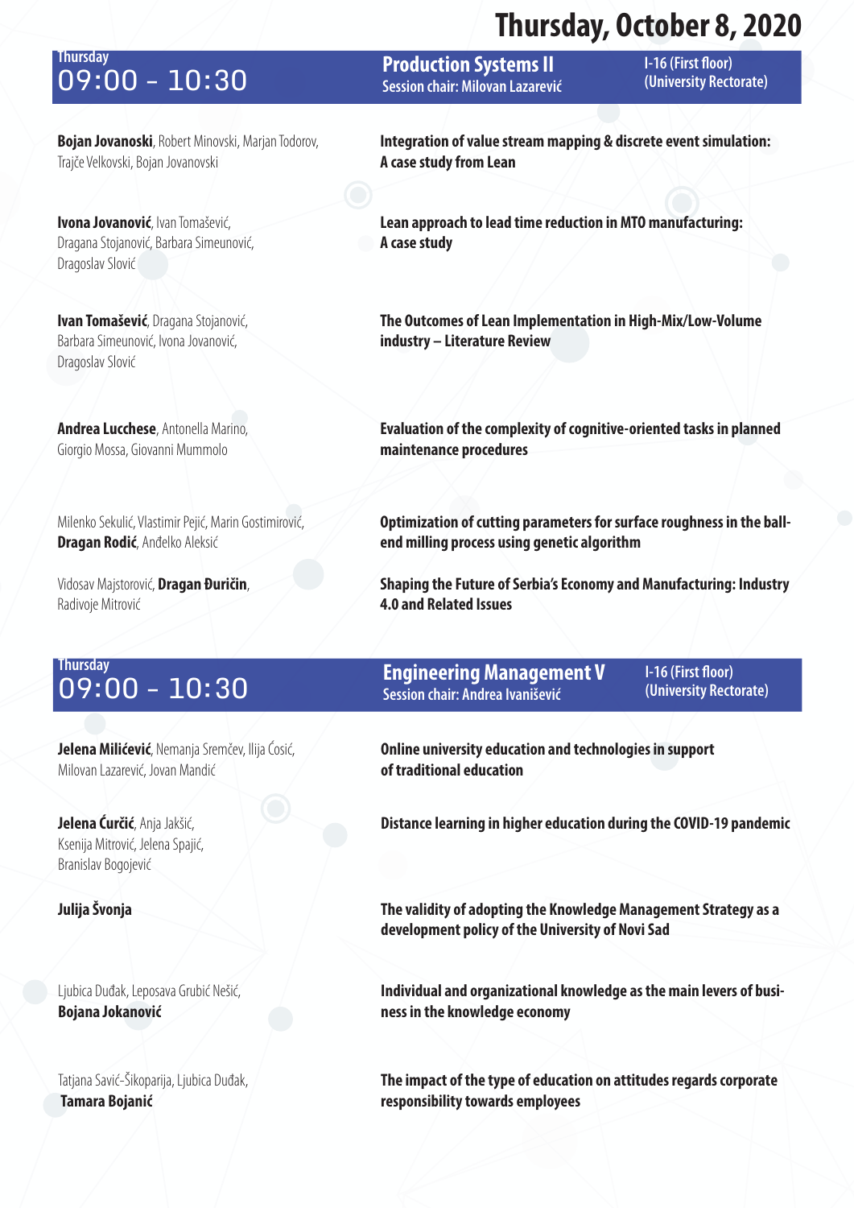# Thursday, October 8, 2020

## Thursday 09:00 - 10:30 — Production Systems II

Session chair: Milovan Lazarević

I-16 (First floor) (University Rectorate)

**Bojan Jovanoski**, Robert Minovski, Marjan Todorov, Trajče Velkovski, Bojan Jovanovski
**Integration of value stream mapping & discrete event simulation: A case study from Lean**

**Ivona Jovanović**, Ivan Tomašević, Dragana Stojanović, Barbara Simeunović, Dragoslav Slović
**Lean approach to lead time reduction in MTO manufacturing: A case study**

**Ivan Tomašević**, Dragana Stojanović, Barbara Simeunović, Ivona Jovanović, Dragoslav Slović
**The Outcomes of Lean Implementation in High-Mix/Low-Volume industry – Literature Review**

**Andrea Lucchese**, Antonella Marino, Giorgio Mossa, Giovanni Mummolo
**Evaluation of the complexity of cognitive-oriented tasks in planned maintenance procedures**

Milenko Sekulić, Vlastimir Pejić, Marin Gostimirović, **Dragan Rodić**, Anđelko Aleksić
**Optimization of cutting parameters for surface roughness in the ball-end milling process using genetic algorithm**

Vidosav Majstorović, **Dragan Đuričin**, Radivoje Mitrović
**Shaping the Future of Serbia's Economy and Manufacturing: Industry 4.0 and Related Issues**

## Thursday 09:00 - 10:30 — Engineering Management V

Session chair: Andrea Ivanišević

I-16 (First floor) (University Rectorate)

**Jelena Milićević**, Nemanja Sremčev, Ilija Ćosić, Milovan Lazarević, Jovan Mandić
**Online university education and technologies in support of traditional education**

**Jelena Ćurčić**, Anja Jakšić, Ksenija Mitrović, Jelena Spajić, Branislav Bogojević
**Distance learning in higher education during the COVID-19 pandemic**

**Julija Švonja**
**The validity of adopting the Knowledge Management Strategy as a development policy of the University of Novi Sad**

Ljubica Duđak, Leposava Grubić Nešić, **Bojana Jokanović**
**Individual and organizational knowledge as the main levers of business in the knowledge economy**

Tatjana Savić-Šikoparija, Ljubica Duđak, **Tamara Bojanić**
**The impact of the type of education on attitudes regards corporate responsibility towards employees**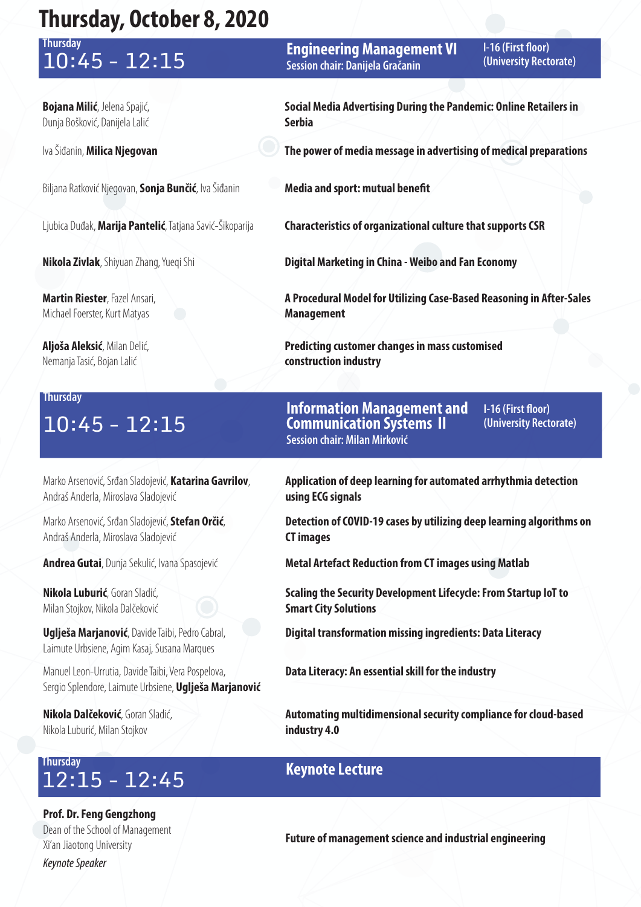# Thursday, October 8, 2020

## Thursday 10:45 - 12:15 — Engineering Management VI

Session chair: Danijela Gračanin

I-16 (First floor) (University Rectorate)

| Authors | Title |
|---|---|
| **Bojana Milić**, Jelena Spajić, Dunja Bošković, Danijela Lalić | **Social Media Advertising During the Pandemic: Online Retailers in Serbia** |
| Iva Šiđanin, **Milica Njegovan** | **The power of media message in advertising of medical preparations** |
| Biljana Ratković Njegovan, **Sonja Bunčić**, Iva Šiđanin | **Media and sport: mutual benefit** |
| Ljubica Duđak, **Marija Pantelić**, Tatjana Savić-Šikoparija | **Characteristics of organizational culture that supports CSR** |
| **Nikola Zivlak**, Shiyuan Zhang, Yueqi Shi | **Digital Marketing in China - Weibo and Fan Economy** |
| **Martin Riester**, Fazel Ansari, Michael Foerster, Kurt Matyas | **A Procedural Model for Utilizing Case-Based Reasoning in After-Sales Management** |
| **Aljoša Aleksić**, Milan Delić, Nemanja Tasić, Bojan Lalić | **Predicting customer changes in mass customised construction industry** |

## Thursday 10:45 - 12:15 — Information Management and Communication Systems II

Session chair: Milan Mirković

I-16 (First floor) (University Rectorate)

| Authors | Title |
|---|---|
| Marko Arsenović, Srđan Sladojević, **Katarina Gavrilov**, Andraš Anderla, Miroslava Sladojević | **Application of deep learning for automated arrhythmia detection using ECG signals** |
| Marko Arsenović, Srđan Sladojević, **Stefan Orčić**, Andraš Anderla, Miroslava Sladojević | **Detection of COVID-19 cases by utilizing deep learning algorithms on CT images** |
| **Andrea Gutai**, Dunja Sekulić, Ivana Spasojević | **Metal Artefact Reduction from CT images using Matlab** |
| **Nikola Luburić**, Goran Sladić, Milan Stojkov, Nikola Dalčeković | **Scaling the Security Development Lifecycle: From Startup IoT to Smart City Solutions** |
| **Uglješa Marjanović**, Davide Taibi, Pedro Cabral, Laimute Urbsiene, Agim Kasaj, Susana Marques | **Digital transformation missing ingredients: Data Literacy** |
| Manuel Leon-Urrutia, Davide Taibi, Vera Pospelova, Sergio Splendore, Laimute Urbsiene, **Uglješa Marjanović** | **Data Literacy: An essential skill for the industry** |
| **Nikola Dalčeković**, Goran Sladić, Nikola Luburić, Milan Stojkov | **Automating multidimensional security compliance for cloud-based industry 4.0** |

## Thursday 12:15 - 12:45 — Keynote Lecture

**Prof. Dr. Feng Gengzhong**
Dean of the School of Management
Xi'an Jiaotong University
*Keynote Speaker*

**Future of management science and industrial engineering**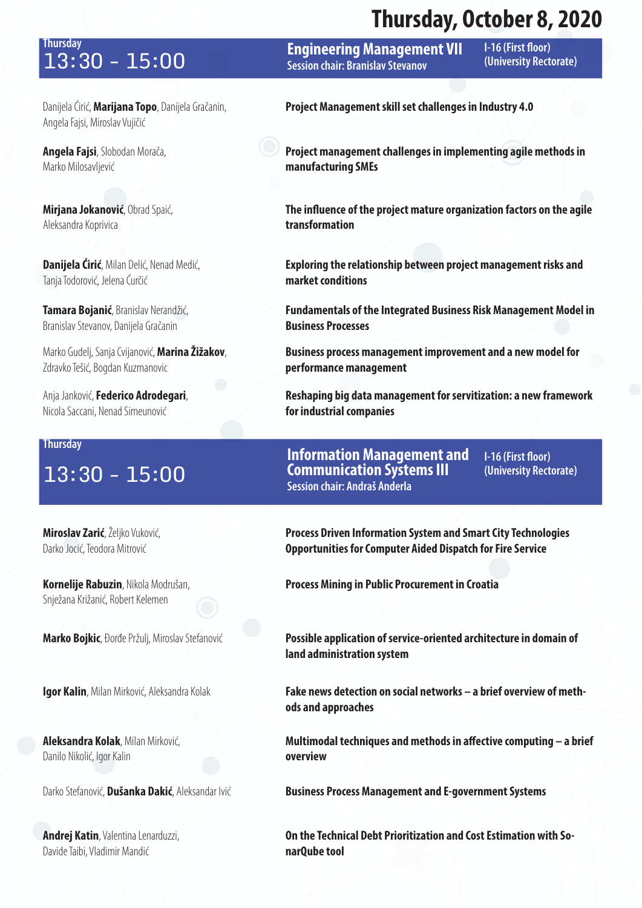# Thursday, October 8, 2020

## Thursday 13:30 - 15:00

### Engineering Management VII

Session chair: Branislav Stevanov

I-16 (First floor) (University Rectorate)

Danijela Ćirić, **Marijana Topo**, Danijela Gračanin, Angela Fajsi, Miroslav Vujičić
**Project Management skill set challenges in Industry 4.0**

**Angela Fajsi**, Slobodan Morača, Marko Milosavljević
**Project management challenges in implementing agile methods in manufacturing SMEs**

**Mirjana Jokanović**, Obrad Spaić, Aleksandra Koprivica
**The influence of the project mature organization factors on the agile transformation**

**Danijela Ćirić**, Milan Delić, Nenad Medić, Tanja Todorović, Jelena Ćurčić
**Exploring the relationship between project management risks and market conditions**

**Tamara Bojanić**, Branislav Nerandžić, Branislav Stevanov, Danijela Gračanin
**Fundamentals of the Integrated Business Risk Management Model in Business Processes**

Marko Gudelj, Sanja Cvijanović, **Marina Žižakov**, Zdravko Tešić, Bogdan Kuzmanovic
**Business process management improvement and a new model for performance management**

Anja Janković, **Federico Adrodegari**, Nicola Saccani, Nenad Simeunović
**Reshaping big data management for servitization: a new framework for industrial companies**

## Thursday 13:30 - 15:00

### Information Management and Communication Systems III

Session chair: Andraš Anderla

I-16 (First floor) (University Rectorate)

**Miroslav Zarić**, Željko Vuković, Darko Jocić, Teodora Mitrović
**Process Driven Information System and Smart City Technologies Opportunities for Computer Aided Dispatch for Fire Service**

**Kornelije Rabuzin**, Nikola Modrušan, Snježana Križanić, Robert Kelemen
**Process Mining in Public Procurement in Croatia**

**Marko Bojkic**, Đorđe Pržulj, Miroslav Stefanović
**Possible application of service-oriented architecture in domain of land administration system**

**Igor Kalin**, Milan Mirković, Aleksandra Kolak
**Fake news detection on social networks – a brief overview of methods and approaches**

**Aleksandra Kolak**, Milan Mirković, Danilo Nikolić, Igor Kalin
**Multimodal techniques and methods in affective computing – a brief overview**

Darko Stefanović, **Dušanka Dakić**, Aleksandar Ivić
**Business Process Management and E-government Systems**

**Andrej Katin**, Valentina Lenarduzzi, Davide Taibi, Vladimir Mandić
**On the Technical Debt Prioritization and Cost Estimation with SonarQube tool**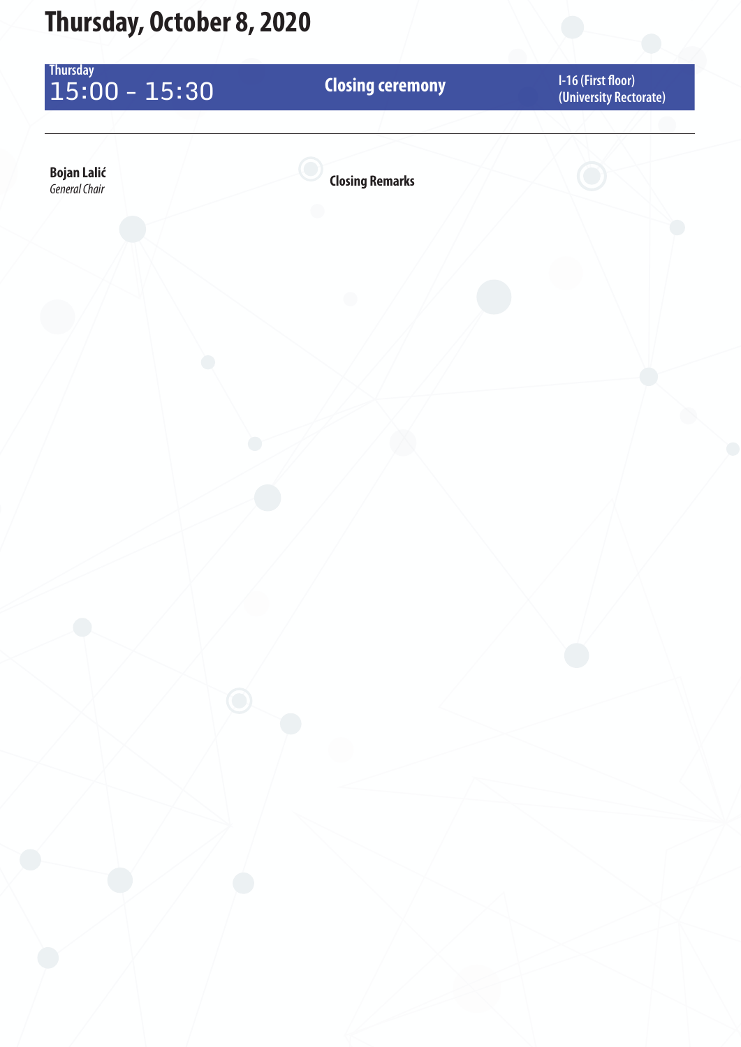# Thursday, October 8, 2020

| Thursday 15:00 - 15:30 | Closing ceremony | I-16 (First floor) (University Rectorate) |
|---|---|---|

**Bojan Lalić**
*General Chair*

**Closing Remarks**